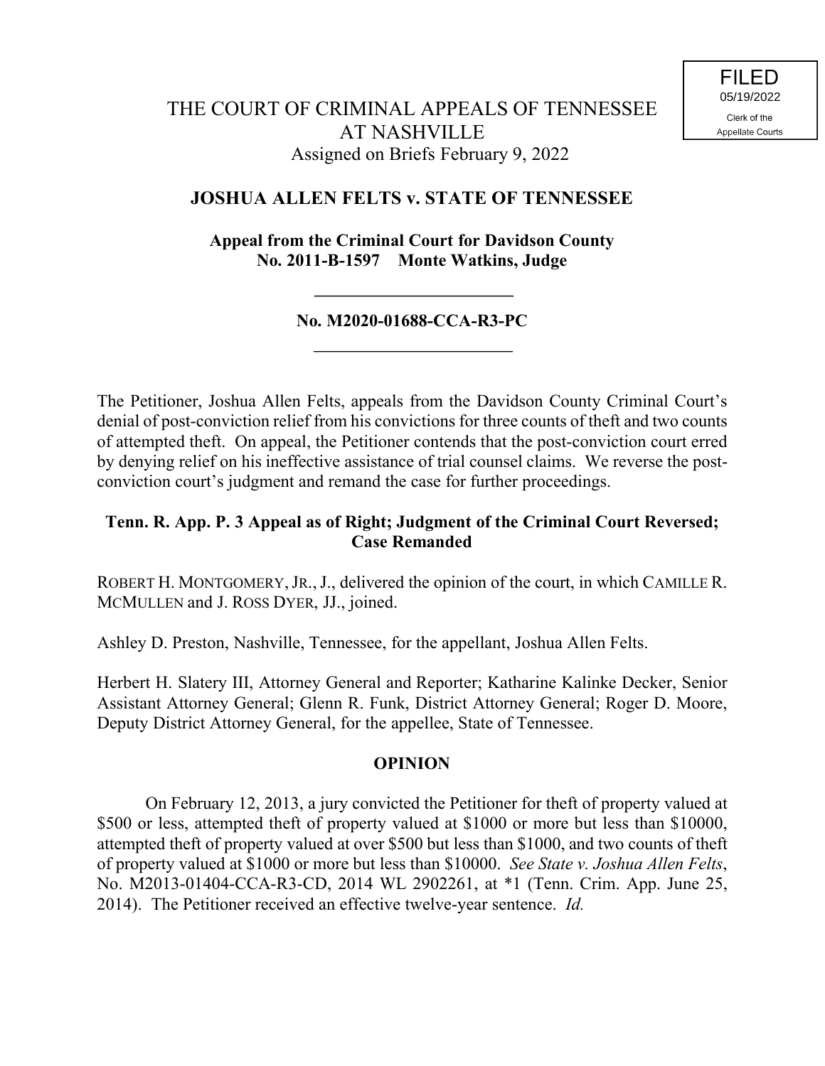FILED
05/19/2022
Clerk of the
Appellate Courts

# THE COURT OF CRIMINAL APPEALS OF TENNESSEE AT NASHVILLE

Assigned on Briefs February 9, 2022

## JOSHUA ALLEN FELTS v. STATE OF TENNESSEE

**Appeal from the Criminal Court for Davidson County**
**No. 2011-B-1597 Monte Watkins, Judge**

---

**No. M2020-01688-CCA-R3-PC**

---

The Petitioner, Joshua Allen Felts, appeals from the Davidson County Criminal Court's denial of post-conviction relief from his convictions for three counts of theft and two counts of attempted theft. On appeal, the Petitioner contends that the post-conviction court erred by denying relief on his ineffective assistance of trial counsel claims. We reverse the post-conviction court's judgment and remand the case for further proceedings.

**Tenn. R. App. P. 3 Appeal as of Right; Judgment of the Criminal Court Reversed; Case Remanded**

ROBERT H. MONTGOMERY, JR., J., delivered the opinion of the court, in which CAMILLE R. MCMULLEN and J. ROSS DYER, JJ., joined.

Ashley D. Preston, Nashville, Tennessee, for the appellant, Joshua Allen Felts.

Herbert H. Slatery III, Attorney General and Reporter; Katharine Kalinke Decker, Senior Assistant Attorney General; Glenn R. Funk, District Attorney General; Roger D. Moore, Deputy District Attorney General, for the appellee, State of Tennessee.

## OPINION

On February 12, 2013, a jury convicted the Petitioner for theft of property valued at \$500 or less, attempted theft of property valued at \$1000 or more but less than \$10000, attempted theft of property valued at over \$500 but less than \$1000, and two counts of theft of property valued at \$1000 or more but less than \$10000. *See State v. Joshua Allen Felts*, No. M2013-01404-CCA-R3-CD, 2014 WL 2902261, at *1 (Tenn. Crim. App. June 25, 2014). The Petitioner received an effective twelve-year sentence. *Id.*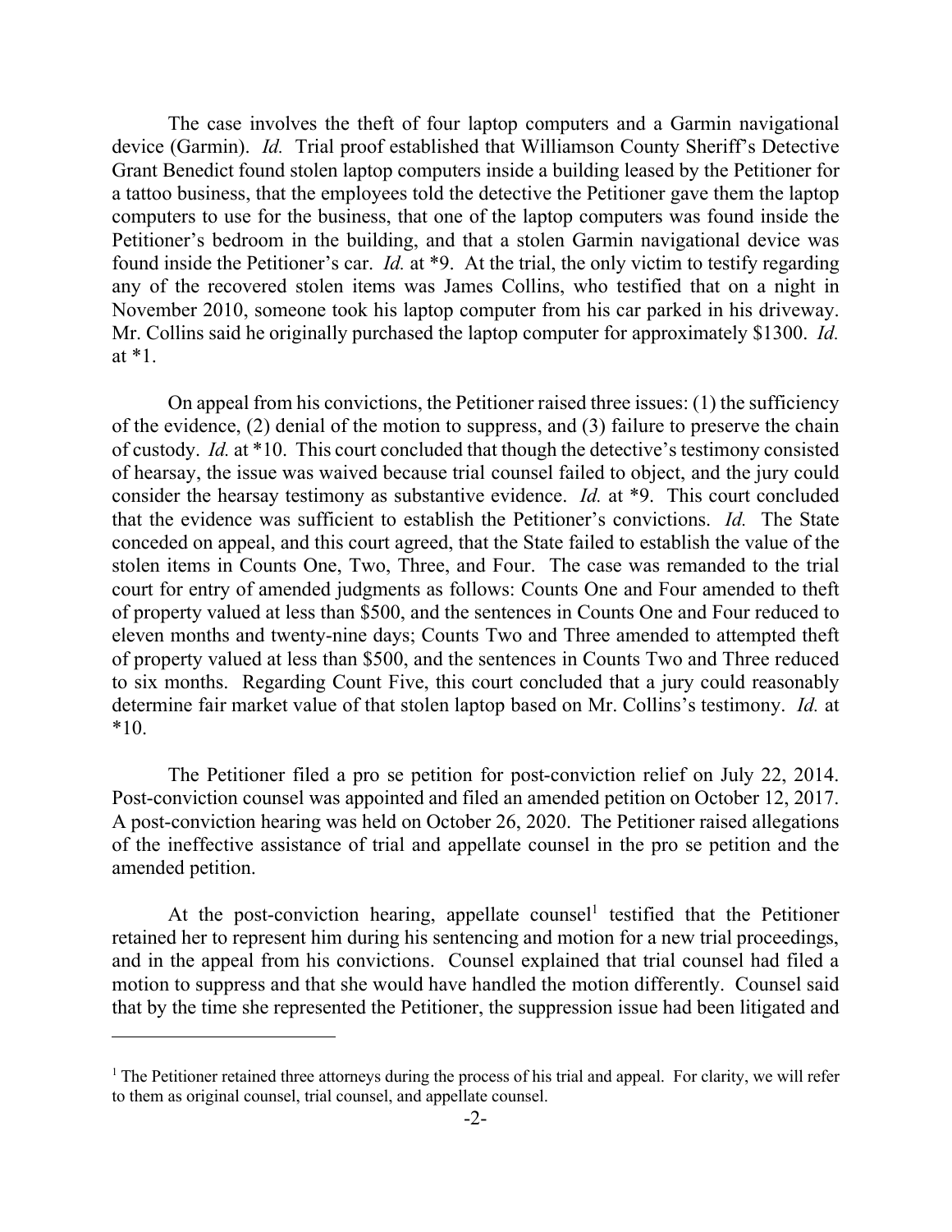The case involves the theft of four laptop computers and a Garmin navigational device (Garmin). *Id.* Trial proof established that Williamson County Sheriff's Detective Grant Benedict found stolen laptop computers inside a building leased by the Petitioner for a tattoo business, that the employees told the detective the Petitioner gave them the laptop computers to use for the business, that one of the laptop computers was found inside the Petitioner's bedroom in the building, and that a stolen Garmin navigational device was found inside the Petitioner's car. *Id.* at *9. At the trial, the only victim to testify regarding any of the recovered stolen items was James Collins, who testified that on a night in November 2010, someone took his laptop computer from his car parked in his driveway. Mr. Collins said he originally purchased the laptop computer for approximately $1300. *Id.* at *1.

On appeal from his convictions, the Petitioner raised three issues: (1) the sufficiency of the evidence, (2) denial of the motion to suppress, and (3) failure to preserve the chain of custody. *Id.* at *10. This court concluded that though the detective's testimony consisted of hearsay, the issue was waived because trial counsel failed to object, and the jury could consider the hearsay testimony as substantive evidence. *Id.* at *9. This court concluded that the evidence was sufficient to establish the Petitioner's convictions. *Id.* The State conceded on appeal, and this court agreed, that the State failed to establish the value of the stolen items in Counts One, Two, Three, and Four. The case was remanded to the trial court for entry of amended judgments as follows: Counts One and Four amended to theft of property valued at less than $500, and the sentences in Counts One and Four reduced to eleven months and twenty-nine days; Counts Two and Three amended to attempted theft of property valued at less than $500, and the sentences in Counts Two and Three reduced to six months. Regarding Count Five, this court concluded that a jury could reasonably determine fair market value of that stolen laptop based on Mr. Collins's testimony. *Id.* at *10.

The Petitioner filed a pro se petition for post-conviction relief on July 22, 2014. Post-conviction counsel was appointed and filed an amended petition on October 12, 2017. A post-conviction hearing was held on October 26, 2020. The Petitioner raised allegations of the ineffective assistance of trial and appellate counsel in the pro se petition and the amended petition.

At the post-conviction hearing, appellate counsel[1] testified that the Petitioner retained her to represent him during his sentencing and motion for a new trial proceedings, and in the appeal from his convictions. Counsel explained that trial counsel had filed a motion to suppress and that she would have handled the motion differently. Counsel said that by the time she represented the Petitioner, the suppression issue had been litigated and

[1] The Petitioner retained three attorneys during the process of his trial and appeal. For clarity, we will refer to them as original counsel, trial counsel, and appellate counsel.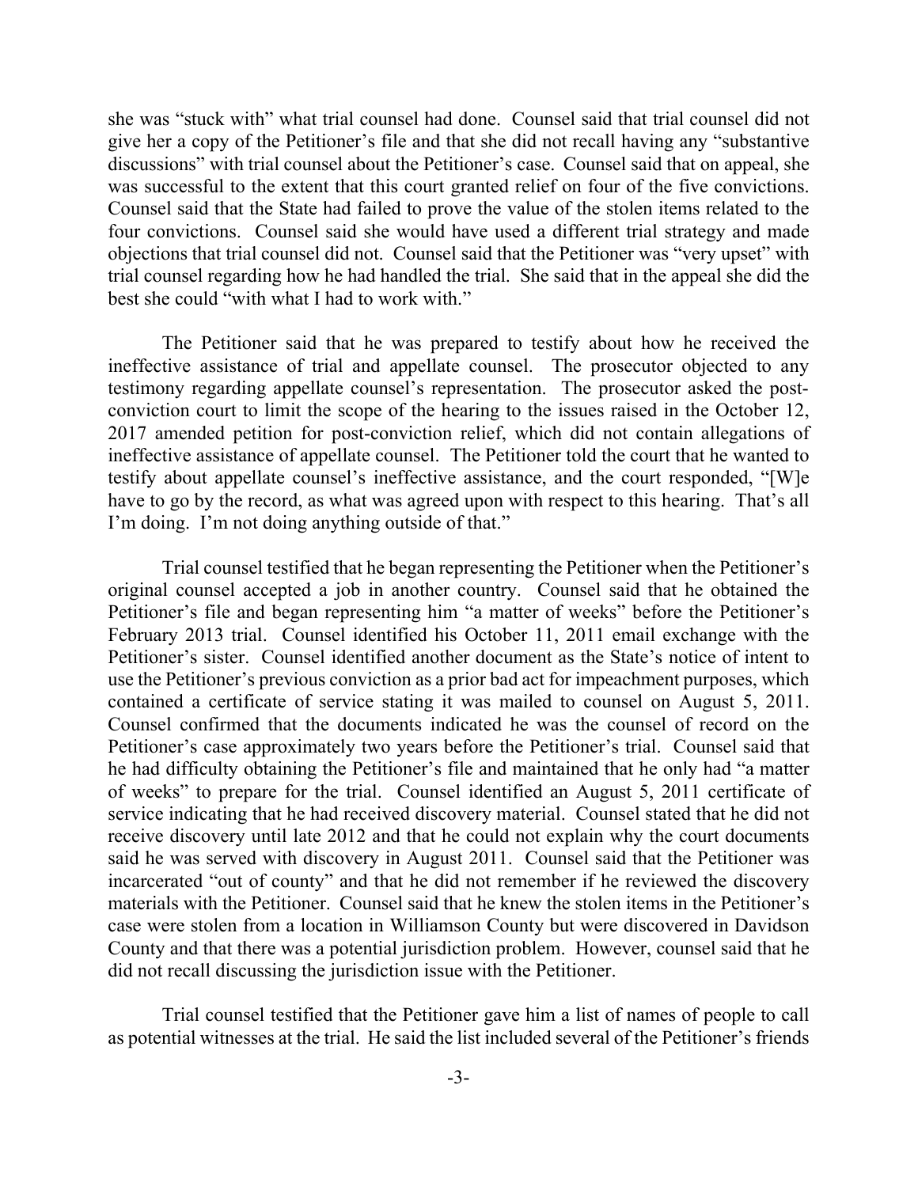she was "stuck with" what trial counsel had done. Counsel said that trial counsel did not give her a copy of the Petitioner's file and that she did not recall having any "substantive discussions" with trial counsel about the Petitioner's case. Counsel said that on appeal, she was successful to the extent that this court granted relief on four of the five convictions. Counsel said that the State had failed to prove the value of the stolen items related to the four convictions. Counsel said she would have used a different trial strategy and made objections that trial counsel did not. Counsel said that the Petitioner was "very upset" with trial counsel regarding how he had handled the trial. She said that in the appeal she did the best she could "with what I had to work with."

The Petitioner said that he was prepared to testify about how he received the ineffective assistance of trial and appellate counsel. The prosecutor objected to any testimony regarding appellate counsel's representation. The prosecutor asked the post-conviction court to limit the scope of the hearing to the issues raised in the October 12, 2017 amended petition for post-conviction relief, which did not contain allegations of ineffective assistance of appellate counsel. The Petitioner told the court that he wanted to testify about appellate counsel's ineffective assistance, and the court responded, "[W]e have to go by the record, as what was agreed upon with respect to this hearing. That's all I'm doing. I'm not doing anything outside of that."

Trial counsel testified that he began representing the Petitioner when the Petitioner's original counsel accepted a job in another country. Counsel said that he obtained the Petitioner's file and began representing him "a matter of weeks" before the Petitioner's February 2013 trial. Counsel identified his October 11, 2011 email exchange with the Petitioner's sister. Counsel identified another document as the State's notice of intent to use the Petitioner's previous conviction as a prior bad act for impeachment purposes, which contained a certificate of service stating it was mailed to counsel on August 5, 2011. Counsel confirmed that the documents indicated he was the counsel of record on the Petitioner's case approximately two years before the Petitioner's trial. Counsel said that he had difficulty obtaining the Petitioner's file and maintained that he only had "a matter of weeks" to prepare for the trial. Counsel identified an August 5, 2011 certificate of service indicating that he had received discovery material. Counsel stated that he did not receive discovery until late 2012 and that he could not explain why the court documents said he was served with discovery in August 2011. Counsel said that the Petitioner was incarcerated "out of county" and that he did not remember if he reviewed the discovery materials with the Petitioner. Counsel said that he knew the stolen items in the Petitioner's case were stolen from a location in Williamson County but were discovered in Davidson County and that there was a potential jurisdiction problem. However, counsel said that he did not recall discussing the jurisdiction issue with the Petitioner.

Trial counsel testified that the Petitioner gave him a list of names of people to call as potential witnesses at the trial. He said the list included several of the Petitioner's friends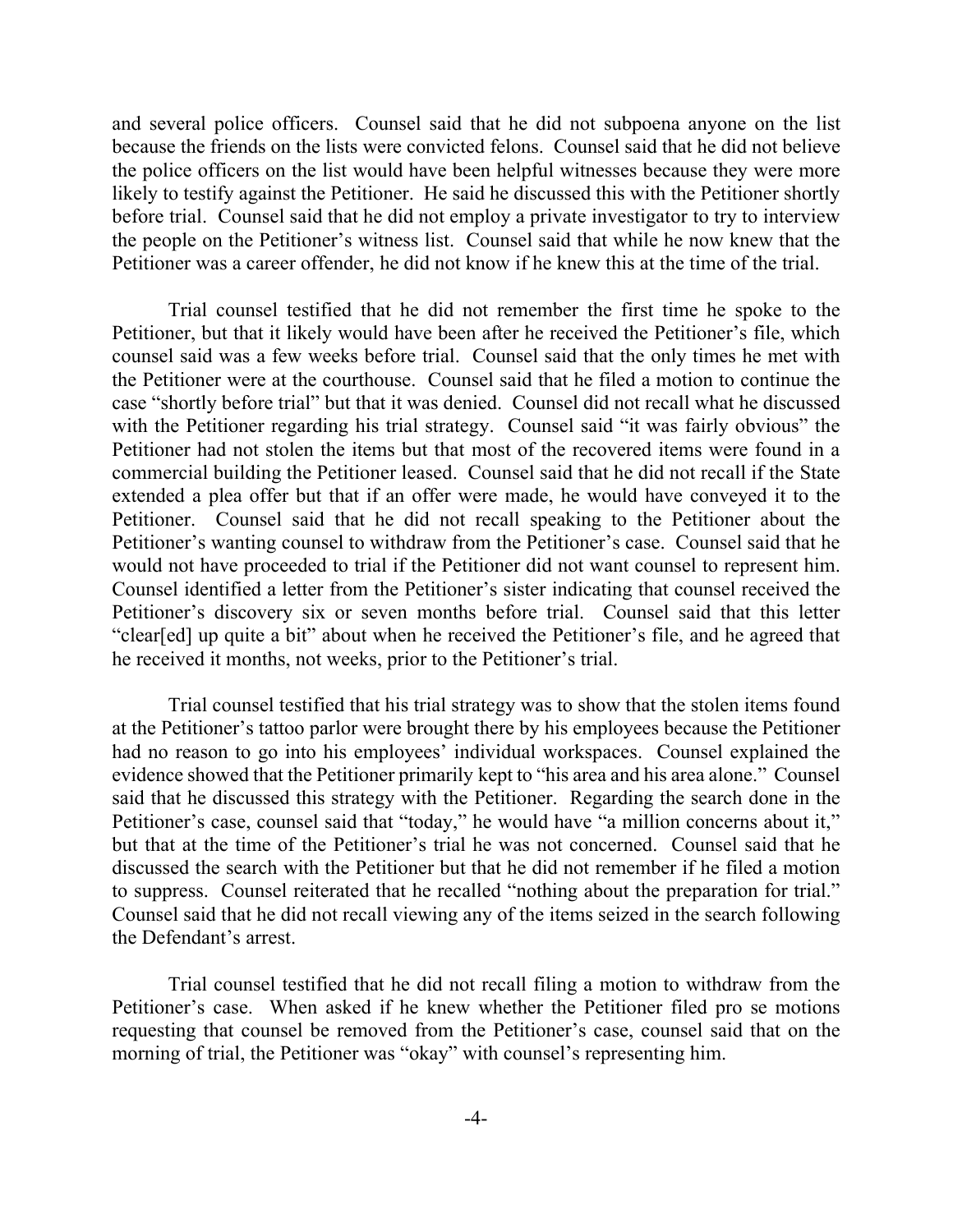and several police officers. Counsel said that he did not subpoena anyone on the list because the friends on the lists were convicted felons. Counsel said that he did not believe the police officers on the list would have been helpful witnesses because they were more likely to testify against the Petitioner. He said he discussed this with the Petitioner shortly before trial. Counsel said that he did not employ a private investigator to try to interview the people on the Petitioner's witness list. Counsel said that while he now knew that the Petitioner was a career offender, he did not know if he knew this at the time of the trial.

Trial counsel testified that he did not remember the first time he spoke to the Petitioner, but that it likely would have been after he received the Petitioner's file, which counsel said was a few weeks before trial. Counsel said that the only times he met with the Petitioner were at the courthouse. Counsel said that he filed a motion to continue the case "shortly before trial" but that it was denied. Counsel did not recall what he discussed with the Petitioner regarding his trial strategy. Counsel said "it was fairly obvious" the Petitioner had not stolen the items but that most of the recovered items were found in a commercial building the Petitioner leased. Counsel said that he did not recall if the State extended a plea offer but that if an offer were made, he would have conveyed it to the Petitioner. Counsel said that he did not recall speaking to the Petitioner about the Petitioner's wanting counsel to withdraw from the Petitioner's case. Counsel said that he would not have proceeded to trial if the Petitioner did not want counsel to represent him. Counsel identified a letter from the Petitioner's sister indicating that counsel received the Petitioner's discovery six or seven months before trial. Counsel said that this letter "clear[ed] up quite a bit" about when he received the Petitioner's file, and he agreed that he received it months, not weeks, prior to the Petitioner's trial.

Trial counsel testified that his trial strategy was to show that the stolen items found at the Petitioner's tattoo parlor were brought there by his employees because the Petitioner had no reason to go into his employees' individual workspaces. Counsel explained the evidence showed that the Petitioner primarily kept to "his area and his area alone." Counsel said that he discussed this strategy with the Petitioner. Regarding the search done in the Petitioner's case, counsel said that "today," he would have "a million concerns about it," but that at the time of the Petitioner's trial he was not concerned. Counsel said that he discussed the search with the Petitioner but that he did not remember if he filed a motion to suppress. Counsel reiterated that he recalled "nothing about the preparation for trial." Counsel said that he did not recall viewing any of the items seized in the search following the Defendant's arrest.

Trial counsel testified that he did not recall filing a motion to withdraw from the Petitioner's case. When asked if he knew whether the Petitioner filed pro se motions requesting that counsel be removed from the Petitioner's case, counsel said that on the morning of trial, the Petitioner was "okay" with counsel's representing him.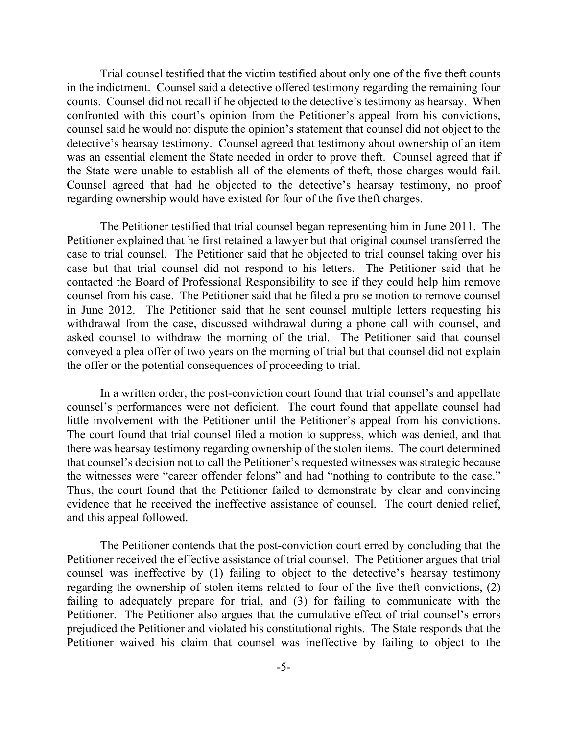Trial counsel testified that the victim testified about only one of the five theft counts in the indictment. Counsel said a detective offered testimony regarding the remaining four counts. Counsel did not recall if he objected to the detective's testimony as hearsay. When confronted with this court's opinion from the Petitioner's appeal from his convictions, counsel said he would not dispute the opinion's statement that counsel did not object to the detective's hearsay testimony. Counsel agreed that testimony about ownership of an item was an essential element the State needed in order to prove theft. Counsel agreed that if the State were unable to establish all of the elements of theft, those charges would fail. Counsel agreed that had he objected to the detective's hearsay testimony, no proof regarding ownership would have existed for four of the five theft charges.

The Petitioner testified that trial counsel began representing him in June 2011. The Petitioner explained that he first retained a lawyer but that original counsel transferred the case to trial counsel. The Petitioner said that he objected to trial counsel taking over his case but that trial counsel did not respond to his letters. The Petitioner said that he contacted the Board of Professional Responsibility to see if they could help him remove counsel from his case. The Petitioner said that he filed a pro se motion to remove counsel in June 2012. The Petitioner said that he sent counsel multiple letters requesting his withdrawal from the case, discussed withdrawal during a phone call with counsel, and asked counsel to withdraw the morning of the trial. The Petitioner said that counsel conveyed a plea offer of two years on the morning of trial but that counsel did not explain the offer or the potential consequences of proceeding to trial.

In a written order, the post-conviction court found that trial counsel's and appellate counsel's performances were not deficient. The court found that appellate counsel had little involvement with the Petitioner until the Petitioner's appeal from his convictions. The court found that trial counsel filed a motion to suppress, which was denied, and that there was hearsay testimony regarding ownership of the stolen items. The court determined that counsel's decision not to call the Petitioner's requested witnesses was strategic because the witnesses were "career offender felons" and had "nothing to contribute to the case." Thus, the court found that the Petitioner failed to demonstrate by clear and convincing evidence that he received the ineffective assistance of counsel. The court denied relief, and this appeal followed.

The Petitioner contends that the post-conviction court erred by concluding that the Petitioner received the effective assistance of trial counsel. The Petitioner argues that trial counsel was ineffective by (1) failing to object to the detective's hearsay testimony regarding the ownership of stolen items related to four of the five theft convictions, (2) failing to adequately prepare for trial, and (3) for failing to communicate with the Petitioner. The Petitioner also argues that the cumulative effect of trial counsel's errors prejudiced the Petitioner and violated his constitutional rights. The State responds that the Petitioner waived his claim that counsel was ineffective by failing to object to the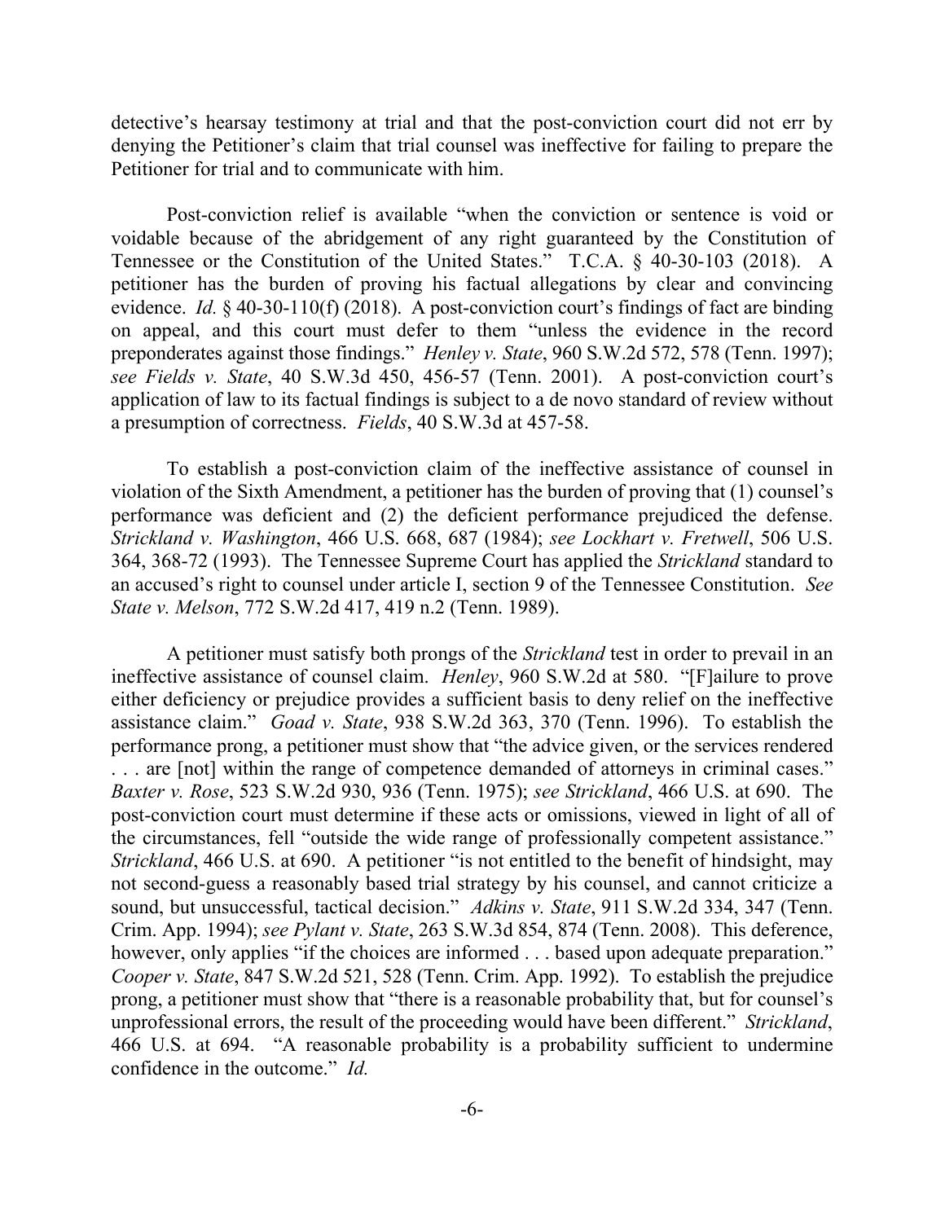detective's hearsay testimony at trial and that the post-conviction court did not err by denying the Petitioner's claim that trial counsel was ineffective for failing to prepare the Petitioner for trial and to communicate with him.

Post-conviction relief is available "when the conviction or sentence is void or voidable because of the abridgement of any right guaranteed by the Constitution of Tennessee or the Constitution of the United States." T.C.A. § 40-30-103 (2018). A petitioner has the burden of proving his factual allegations by clear and convincing evidence. *Id.* § 40-30-110(f) (2018). A post-conviction court's findings of fact are binding on appeal, and this court must defer to them "unless the evidence in the record preponderates against those findings." *Henley v. State*, 960 S.W.2d 572, 578 (Tenn. 1997); *see Fields v. State*, 40 S.W.3d 450, 456-57 (Tenn. 2001). A post-conviction court's application of law to its factual findings is subject to a de novo standard of review without a presumption of correctness. *Fields*, 40 S.W.3d at 457-58.

To establish a post-conviction claim of the ineffective assistance of counsel in violation of the Sixth Amendment, a petitioner has the burden of proving that (1) counsel's performance was deficient and (2) the deficient performance prejudiced the defense. *Strickland v. Washington*, 466 U.S. 668, 687 (1984); *see Lockhart v. Fretwell*, 506 U.S. 364, 368-72 (1993). The Tennessee Supreme Court has applied the *Strickland* standard to an accused's right to counsel under article I, section 9 of the Tennessee Constitution. *See State v. Melson*, 772 S.W.2d 417, 419 n.2 (Tenn. 1989).

A petitioner must satisfy both prongs of the *Strickland* test in order to prevail in an ineffective assistance of counsel claim. *Henley*, 960 S.W.2d at 580. "[F]ailure to prove either deficiency or prejudice provides a sufficient basis to deny relief on the ineffective assistance claim." *Goad v. State*, 938 S.W.2d 363, 370 (Tenn. 1996). To establish the performance prong, a petitioner must show that "the advice given, or the services rendered . . . are [not] within the range of competence demanded of attorneys in criminal cases." *Baxter v. Rose*, 523 S.W.2d 930, 936 (Tenn. 1975); *see Strickland*, 466 U.S. at 690. The post-conviction court must determine if these acts or omissions, viewed in light of all of the circumstances, fell "outside the wide range of professionally competent assistance." *Strickland*, 466 U.S. at 690. A petitioner "is not entitled to the benefit of hindsight, may not second-guess a reasonably based trial strategy by his counsel, and cannot criticize a sound, but unsuccessful, tactical decision." *Adkins v. State*, 911 S.W.2d 334, 347 (Tenn. Crim. App. 1994); *see Pylant v. State*, 263 S.W.3d 854, 874 (Tenn. 2008). This deference, however, only applies "if the choices are informed . . . based upon adequate preparation." *Cooper v. State*, 847 S.W.2d 521, 528 (Tenn. Crim. App. 1992). To establish the prejudice prong, a petitioner must show that "there is a reasonable probability that, but for counsel's unprofessional errors, the result of the proceeding would have been different." *Strickland*, 466 U.S. at 694. "A reasonable probability is a probability sufficient to undermine confidence in the outcome." *Id.*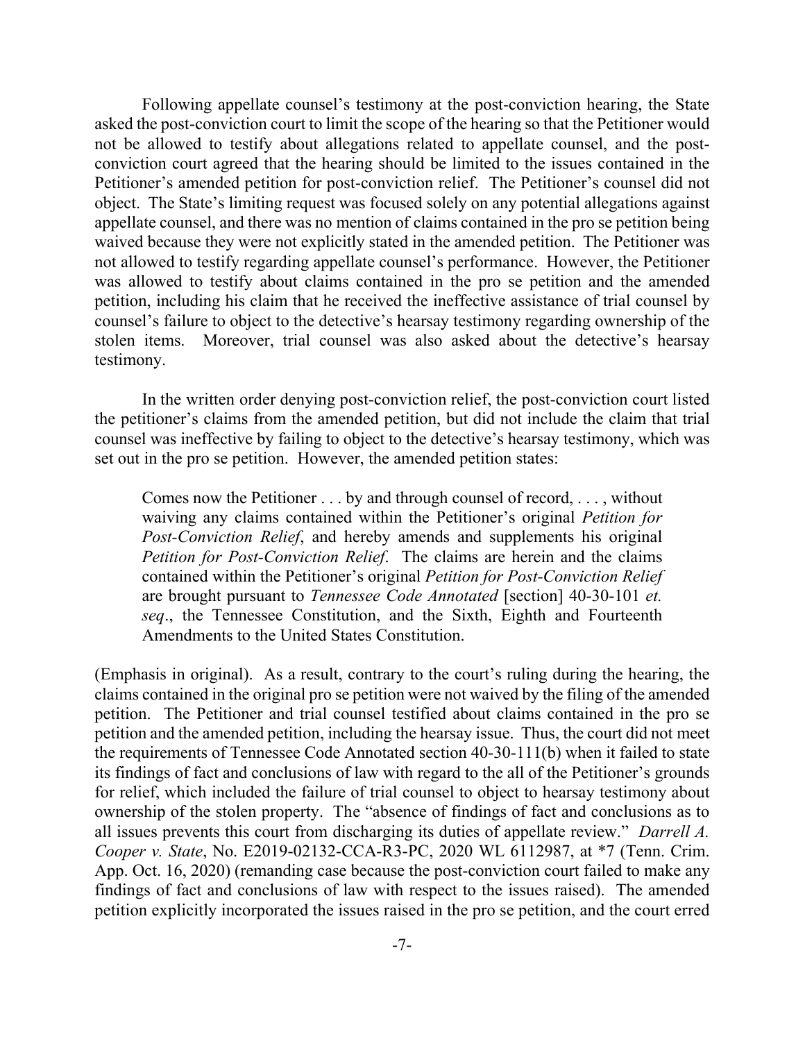Following appellate counsel's testimony at the post-conviction hearing, the State asked the post-conviction court to limit the scope of the hearing so that the Petitioner would not be allowed to testify about allegations related to appellate counsel, and the post-conviction court agreed that the hearing should be limited to the issues contained in the Petitioner's amended petition for post-conviction relief. The Petitioner's counsel did not object. The State's limiting request was focused solely on any potential allegations against appellate counsel, and there was no mention of claims contained in the pro se petition being waived because they were not explicitly stated in the amended petition. The Petitioner was not allowed to testify regarding appellate counsel's performance. However, the Petitioner was allowed to testify about claims contained in the pro se petition and the amended petition, including his claim that he received the ineffective assistance of trial counsel by counsel's failure to object to the detective's hearsay testimony regarding ownership of the stolen items. Moreover, trial counsel was also asked about the detective's hearsay testimony.

In the written order denying post-conviction relief, the post-conviction court listed the petitioner's claims from the amended petition, but did not include the claim that trial counsel was ineffective by failing to object to the detective's hearsay testimony, which was set out in the pro se petition. However, the amended petition states:

> Comes now the Petitioner . . . by and through counsel of record, . . . , without waiving any claims contained within the Petitioner's original *Petition for Post-Conviction Relief*, and hereby amends and supplements his original *Petition for Post-Conviction Relief*. The claims are herein and the claims contained within the Petitioner's original *Petition for Post-Conviction Relief* are brought pursuant to *Tennessee Code Annotated* [section] 40-30-101 *et. seq*., the Tennessee Constitution, and the Sixth, Eighth and Fourteenth Amendments to the United States Constitution.

(Emphasis in original). As a result, contrary to the court's ruling during the hearing, the claims contained in the original pro se petition were not waived by the filing of the amended petition. The Petitioner and trial counsel testified about claims contained in the pro se petition and the amended petition, including the hearsay issue. Thus, the court did not meet the requirements of Tennessee Code Annotated section 40-30-111(b) when it failed to state its findings of fact and conclusions of law with regard to the all of the Petitioner's grounds for relief, which included the failure of trial counsel to object to hearsay testimony about ownership of the stolen property. The "absence of findings of fact and conclusions as to all issues prevents this court from discharging its duties of appellate review." *Darrell A. Cooper v. State*, No. E2019-02132-CCA-R3-PC, 2020 WL 6112987, at \*7 (Tenn. Crim. App. Oct. 16, 2020) (remanding case because the post-conviction court failed to make any findings of fact and conclusions of law with respect to the issues raised). The amended petition explicitly incorporated the issues raised in the pro se petition, and the court erred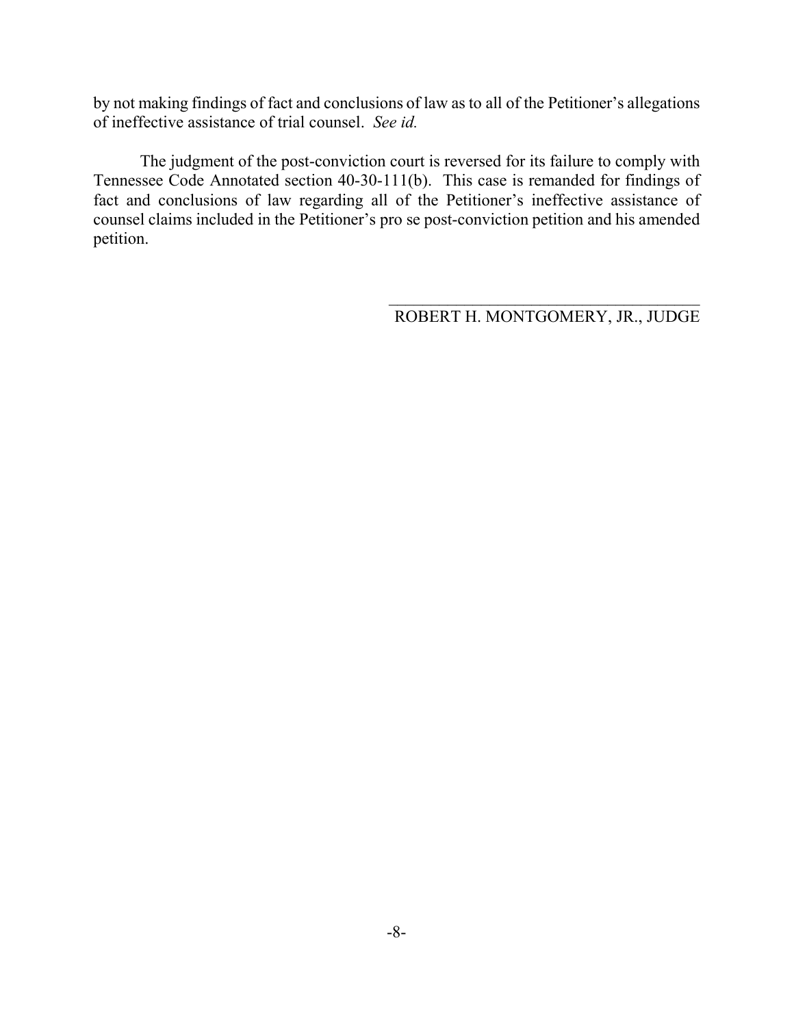by not making findings of fact and conclusions of law as to all of the Petitioner's allegations of ineffective assistance of trial counsel. *See id.*

The judgment of the post-conviction court is reversed for its failure to comply with Tennessee Code Annotated section 40-30-111(b). This case is remanded for findings of fact and conclusions of law regarding all of the Petitioner's ineffective assistance of counsel claims included in the Petitioner's pro se post-conviction petition and his amended petition.

\_\_\_\_\_\_\_\_\_\_\_\_\_\_\_\_\_\_\_\_\_\_\_\_\_\_\_\_\_\_\_\_\_\_\_\_\_\_

ROBERT H. MONTGOMERY, JR., JUDGE